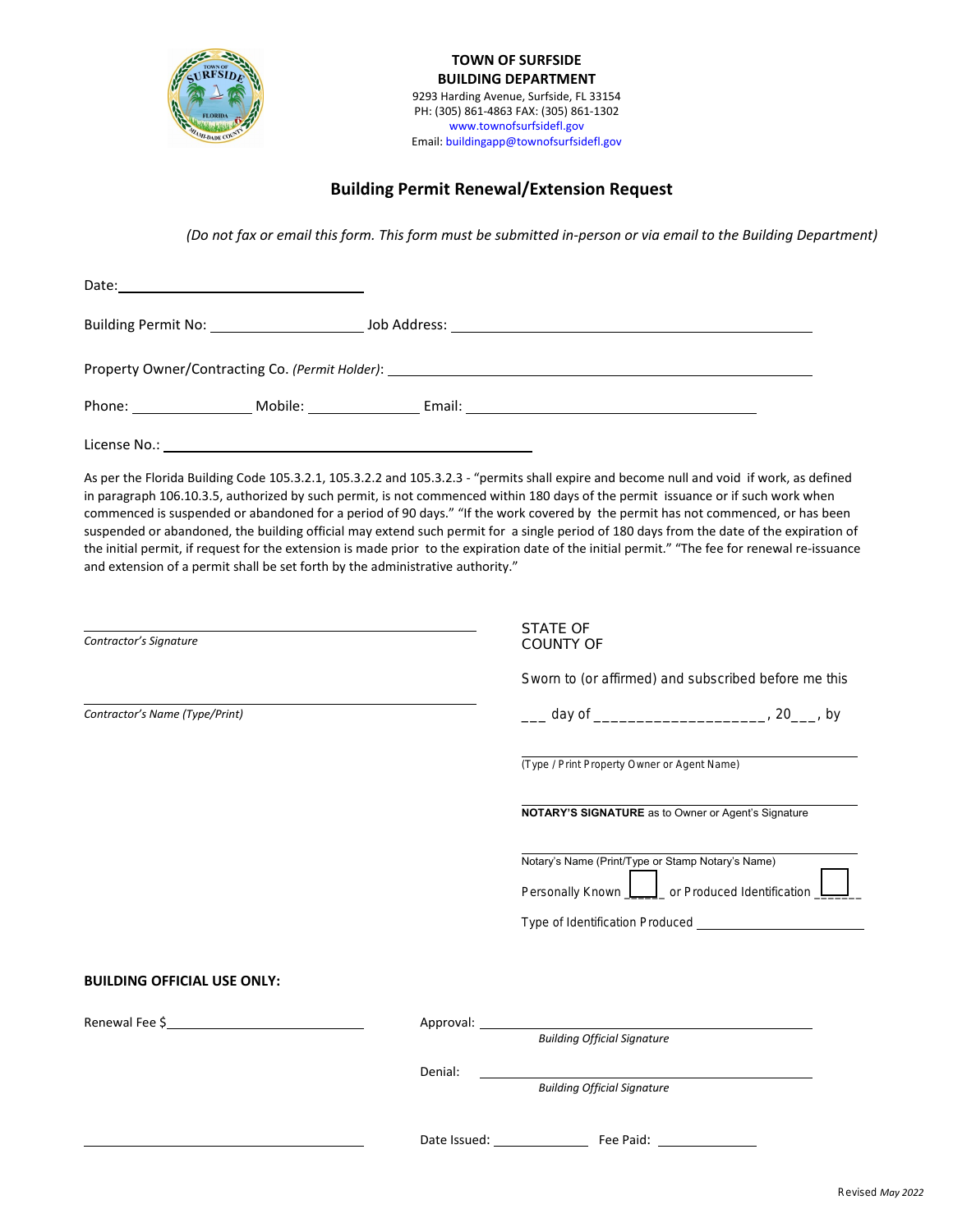**TOWN OF SURFSIDE**
**BUILDING DEPARTMENT**
9293 Harding Avenue, Surfside, FL 33154
PH: (305) 861-4863 FAX: (305) 861-1302
www.townofsurfsidefl.gov
Email: buildingapp@townofsurfsidefl.gov

# Building Permit Renewal/Extension Request

*(Do not fax or email this form. This form must be submitted in-person or via email to the Building Department)*

Date: ______________________________

Building Permit No: ____________________ Job Address: ____________________________________________

Property Owner/Contracting Co. *(Permit Holder)*: ____________________________________________________

Phone: ______________ Mobile: ______________ Email: ____________________________________

License No.: ____________________________________________

As per the Florida Building Code 105.3.2.1, 105.3.2.2 and 105.3.2.3 - "permits shall expire and become null and void if work, as defined in paragraph 106.10.3.5, authorized by such permit, is not commenced within 180 days of the permit issuance or if such work when commenced is suspended or abandoned for a period of 90 days." "If the work covered by the permit has not commenced, or has been suspended or abandoned, the building official may extend such permit for a single period of 180 days from the date of the expiration of the initial permit, if request for the extension is made prior to the expiration date of the initial permit." "The fee for renewal re-issuance and extension of a permit shall be set forth by the administrative authority."

______________________________________________
*Contractor's Signature*

______________________________________________
*Contractor's Name (Type/Print)*

STATE OF
COUNTY OF

Sworn to (or affirmed) and subscribed before me this

___ day of ____________________, 20___, by

______________________________________________
(Type / Print Property Owner or Agent Name)

______________________________________________
**NOTARY'S SIGNATURE** as to Owner or Agent's Signature

______________________________________________
Notary's Name (Print/Type or Stamp Notary's Name)

Personally Known ☐ or Produced Identification ☐

Type of Identification Produced ____________________

**BUILDING OFFICIAL USE ONLY:**

Renewal Fee $____________________

Approval: ______________________________
*Building Official Signature*

Denial: ______________________________
*Building Official Signature*

______________________________

Date Issued: ______________ Fee Paid: ______________

Revised *May 2022*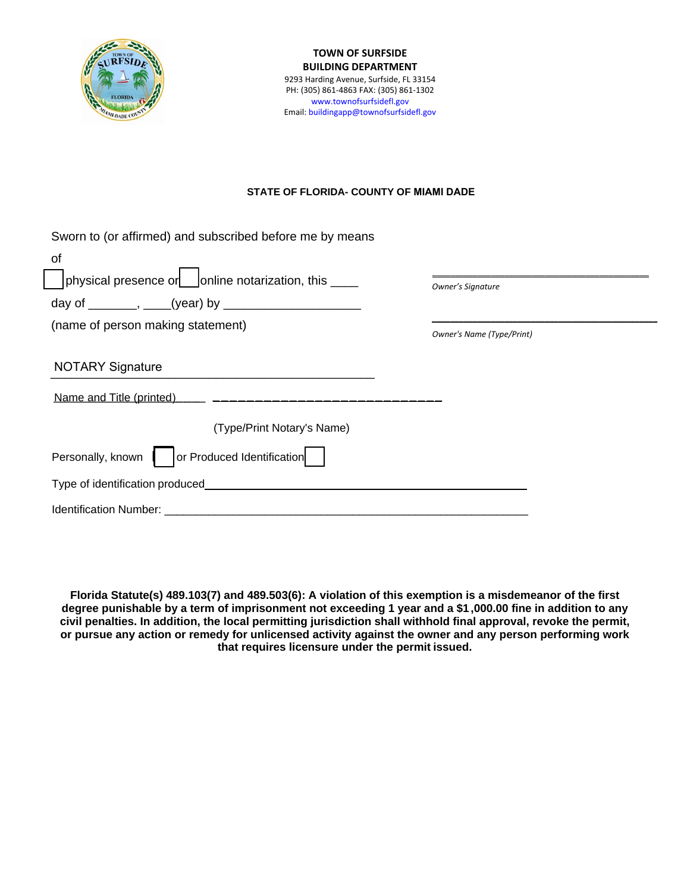**TOWN OF SURFSIDE**
**BUILDING DEPARTMENT**
9293 Harding Avenue, Surfside, FL 33154
PH: (305) 861-4863 FAX: (305) 861-1302
www.townofsurfsidefl.gov
Email: buildingapp@townofsurfsidefl.gov

**STATE OF FLORIDA- COUNTY OF MIAMI DADE**

Sworn to (or affirmed) and subscribed before me by means of

☐ physical presence or ☐ online notarization, this ____ day of _______, ____(year) by ___________________ (name of person making statement)

___________________________________
*Owner's Signature*

___________________________________
*Owner's Name (Type/Print)*

NOTARY Signature ___________________________________

Name and Title (printed)_____ ____________________________

(Type/Print Notary's Name)

Personally, known ☐ or Produced Identification ☐

Type of identification produced_______________________________________________

Identification Number: ______________________________________________________

**Florida Statute(s) 489.103(7) and 489.503(6): A violation of this exemption is a misdemeanor of the first degree punishable by a term of imprisonment not exceeding 1 year and a $1,000.00 fine in addition to any civil penalties. In addition, the local permitting jurisdiction shall withhold final approval, revoke the permit, or pursue any action or remedy for unlicensed activity against the owner and any person performing work that requires licensure under the permit issued.**